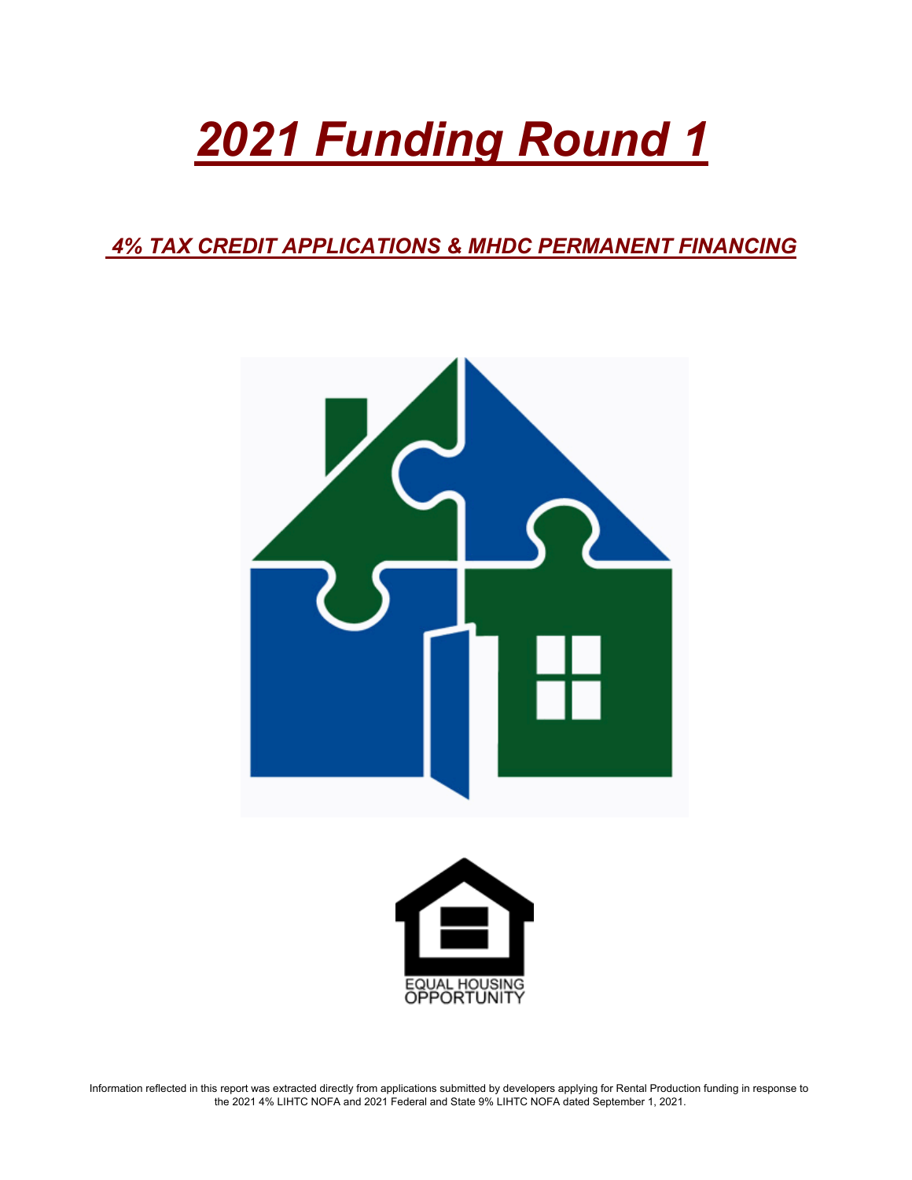# *2021 Funding Round 1*

## *4% TAX CREDIT APPLICATIONS & MHDC PERMANENT FINANCING*

EQUAL HOUSING OPPORTUNITY

Information reflected in this report was extracted directly from applications submitted by developers applying for Rental Production funding in response to the 2021 4% LIHTC NOFA and 2021 Federal and State 9% LIHTC NOFA dated September 1, 2021.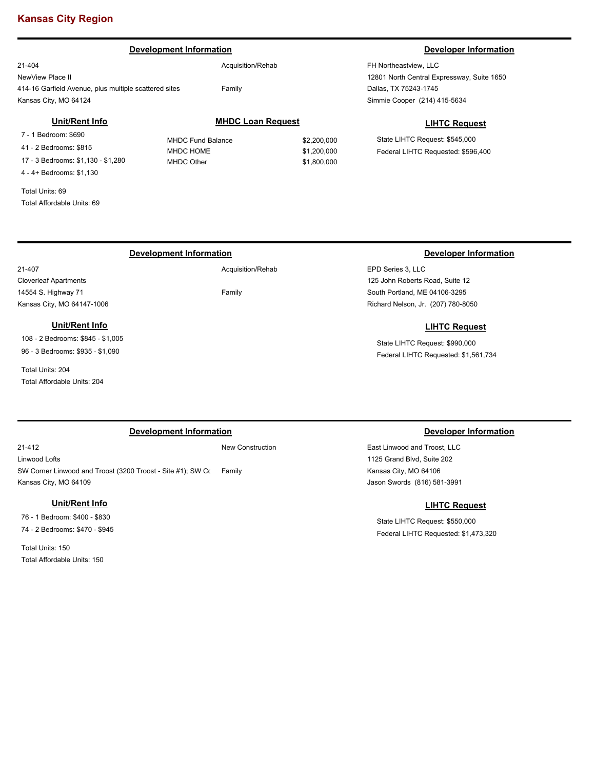## Kansas City Region

---

### Development Information

21-404
NewView Place II
414-16 Garfield Avenue, plus multiple scattered sites
Kansas City, MO 64124

Acquisition/Rehab

Family

### Developer Information

FH Northeastview, LLC
12801 North Central Expressway, Suite 1650
Dallas, TX 75243-1745
Simmie Cooper (214) 415-5634

### Unit/Rent Info

7 - 1 Bedroom: $690
41 - 2 Bedrooms: $815
17 - 3 Bedrooms: $1,130 - $1,280
4 - 4+ Bedrooms: $1,130

Total Units: 69
Total Affordable Units: 69

### MHDC Loan Request

| | |
|---|---|
| MHDC Fund Balance | $2,200,000 |
| MHDC HOME | $1,200,000 |
| MHDC Other | $1,800,000 |

### LIHTC Request

State LIHTC Request: $545,000
Federal LIHTC Requested: $596,400

---

### Development Information

21-407
Cloverleaf Apartments
14554 S. Highway 71
Kansas City, MO 64147-1006

Acquisition/Rehab

Family

### Developer Information

EPD Series 3, LLC
125 John Roberts Road, Suite 12
South Portland, ME 04106-3295
Richard Nelson, Jr. (207) 780-8050

### Unit/Rent Info

108 - 2 Bedrooms: $845 - $1,005
96 - 3 Bedrooms: $935 - $1,090

Total Units: 204
Total Affordable Units: 204

### LIHTC Request

State LIHTC Request: $990,000
Federal LIHTC Requested: $1,561,734

---

### Development Information

21-412
Linwood Lofts
SW Corner Linwood and Troost (3200 Troost - Site #1); SW Cc
Kansas City, MO 64109

New Construction

Family

### Developer Information

East Linwood and Troost, LLC
1125 Grand Blvd, Suite 202
Kansas City, MO 64106
Jason Swords (816) 581-3991

### Unit/Rent Info

76 - 1 Bedroom: $400 - $830
74 - 2 Bedrooms: $470 - $945

Total Units: 150
Total Affordable Units: 150

### LIHTC Request

State LIHTC Request: $550,000
Federal LIHTC Requested: $1,473,320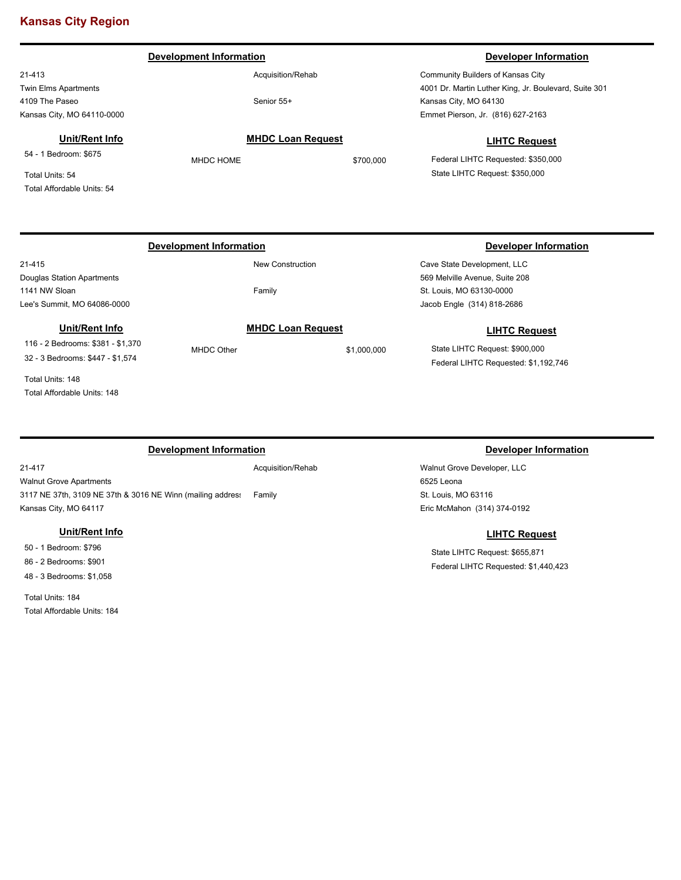## Kansas City Region

---

### Development Information

21-413
Twin Elms Apartments
4109 The Paseo
Kansas City, MO 64110-0000

Acquisition/Rehab

Senior 55+

### Developer Information

Community Builders of Kansas City
4001 Dr. Martin Luther King, Jr. Boulevard, Suite 301
Kansas City, MO 64130
Emmet Pierson, Jr. (816) 627-2163

### Unit/Rent Info

54 - 1 Bedroom: $675

Total Units: 54
Total Affordable Units: 54

### MHDC Loan Request

MHDC HOME $700,000

### LIHTC Request

Federal LIHTC Requested: $350,000
State LIHTC Request: $350,000

---

### Development Information

21-415
Douglas Station Apartments
1141 NW Sloan
Lee's Summit, MO 64086-0000

New Construction

Family

### Developer Information

Cave State Development, LLC
569 Melville Avenue, Suite 208
St. Louis, MO 63130-0000
Jacob Engle (314) 818-2686

### Unit/Rent Info

116 - 2 Bedrooms: $381 - $1,370
32 - 3 Bedrooms: $447 - $1,574

Total Units: 148
Total Affordable Units: 148

### MHDC Loan Request

MHDC Other $1,000,000

### LIHTC Request

State LIHTC Request: $900,000
Federal LIHTC Requested: $1,192,746

---

### Development Information

21-417
Walnut Grove Apartments
3117 NE 37th, 3109 NE 37th & 3016 NE Winn (mailing address
Kansas City, MO 64117

Acquisition/Rehab

Family

### Developer Information

Walnut Grove Developer, LLC
6525 Leona
St. Louis, MO 63116
Eric McMahon (314) 374-0192

### Unit/Rent Info

50 - 1 Bedroom: $796
86 - 2 Bedrooms: $901
48 - 3 Bedrooms: $1,058

Total Units: 184
Total Affordable Units: 184

### LIHTC Request

State LIHTC Request: $655,871
Federal LIHTC Requested: $1,440,423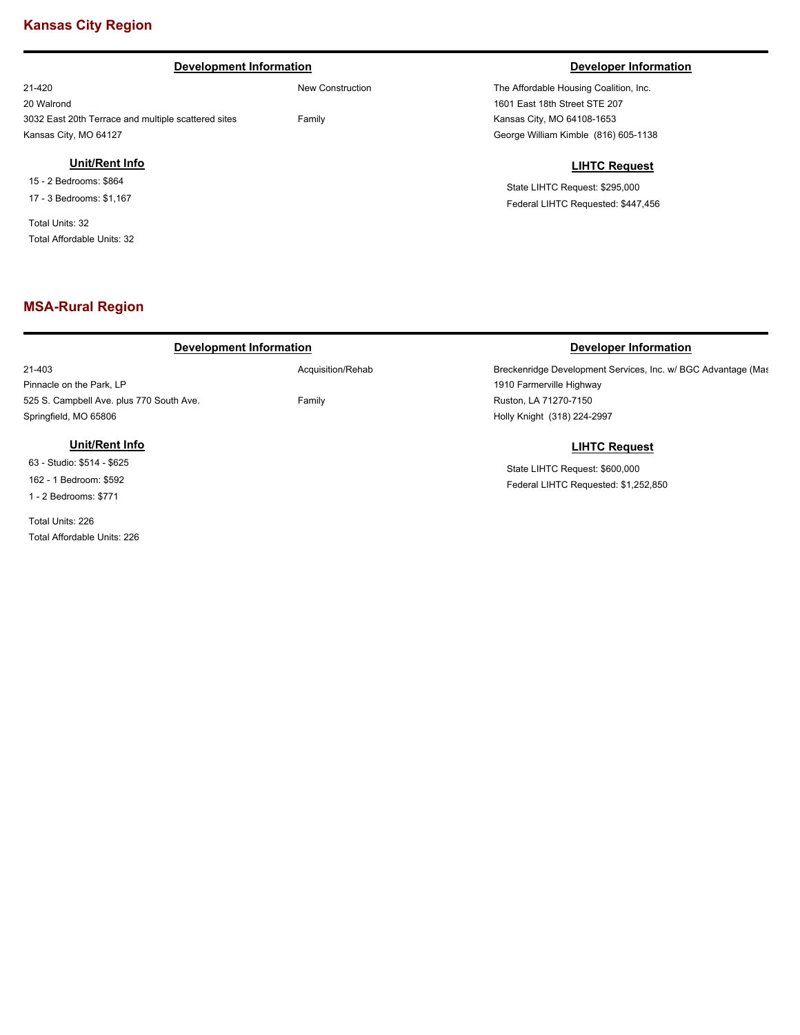## Kansas City Region

### Development Information

21-420
20 Walrond
3032 East 20th Terrace and multiple scattered sites
Kansas City, MO 64127

New Construction

Family

### Developer Information

The Affordable Housing Coalition, Inc.
1601 East 18th Street STE 207
Kansas City, MO 64108-1653
George William Kimble (816) 605-1138

### Unit/Rent Info

15 - 2 Bedrooms: $864
17 - 3 Bedrooms: $1,167

Total Units: 32
Total Affordable Units: 32

### LIHTC Request

State LIHTC Request: $295,000
Federal LIHTC Requested: $447,456

## MSA-Rural Region

### Development Information

21-403
Pinnacle on the Park, LP
525 S. Campbell Ave. plus 770 South Ave.
Springfield, MO 65806

Acquisition/Rehab

Family

### Developer Information

Breckenridge Development Services, Inc. w/ BGC Advantage (Mas
1910 Farmerville Highway
Ruston, LA 71270-7150
Holly Knight (318) 224-2997

### Unit/Rent Info

63 - Studio: $514 - $625
162 - 1 Bedroom: $592
1 - 2 Bedrooms: $771

Total Units: 226
Total Affordable Units: 226

### LIHTC Request

State LIHTC Request: $600,000
Federal LIHTC Requested: $1,252,850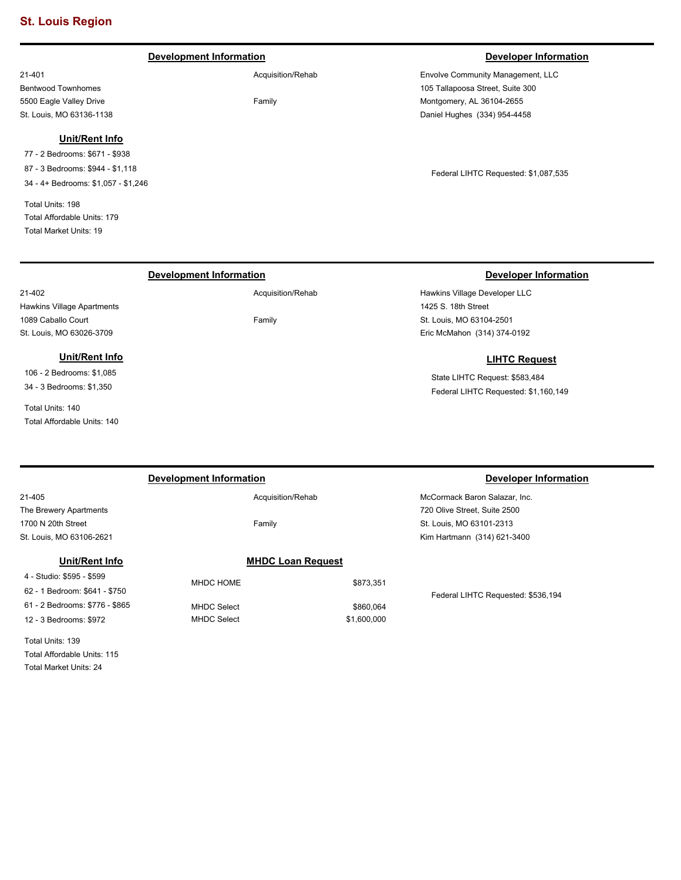## St. Louis Region

---

### Development Information

21-401
Bentwood Townhomes
5500 Eagle Valley Drive
St. Louis, MO 63136-1138

Acquisition/Rehab

Family

#### Unit/Rent Info

77 - 2 Bedrooms: $671 - $938
87 - 3 Bedrooms: $944 - $1,118
34 - 4+ Bedrooms: $1,057 - $1,246

Total Units: 198
Total Affordable Units: 179
Total Market Units: 19

### Developer Information

Envolve Community Management, LLC
105 Tallapoosa Street, Suite 300
Montgomery, AL 36104-2655
Daniel Hughes (334) 954-4458

Federal LIHTC Requested: $1,087,535

---

### Development Information

21-402
Hawkins Village Apartments
1089 Caballo Court
St. Louis, MO 63026-3709

Acquisition/Rehab

Family

#### Unit/Rent Info

106 - 2 Bedrooms: $1,085
34 - 3 Bedrooms: $1,350

Total Units: 140
Total Affordable Units: 140

### Developer Information

Hawkins Village Developer LLC
1425 S. 18th Street
St. Louis, MO 63104-2501
Eric McMahon (314) 374-0192

#### LIHTC Request

State LIHTC Request: $583,484
Federal LIHTC Requested: $1,160,149

---

### Development Information

21-405
The Brewery Apartments
1700 N 20th Street
St. Louis, MO 63106-2621

Acquisition/Rehab

Family

#### Unit/Rent Info

4 - Studio: $595 - $599
62 - 1 Bedroom: $641 - $750
61 - 2 Bedrooms: $776 - $865
12 - 3 Bedrooms: $972

Total Units: 139
Total Affordable Units: 115
Total Market Units: 24

#### MHDC Loan Request

| | |
|---|---|
| MHDC HOME | $873,351 |
| MHDC Select | $860,064 |
| MHDC Select | $1,600,000 |

### Developer Information

McCormack Baron Salazar, Inc.
720 Olive Street, Suite 2500
St. Louis, MO 63101-2313
Kim Hartmann (314) 621-3400

Federal LIHTC Requested: $536,194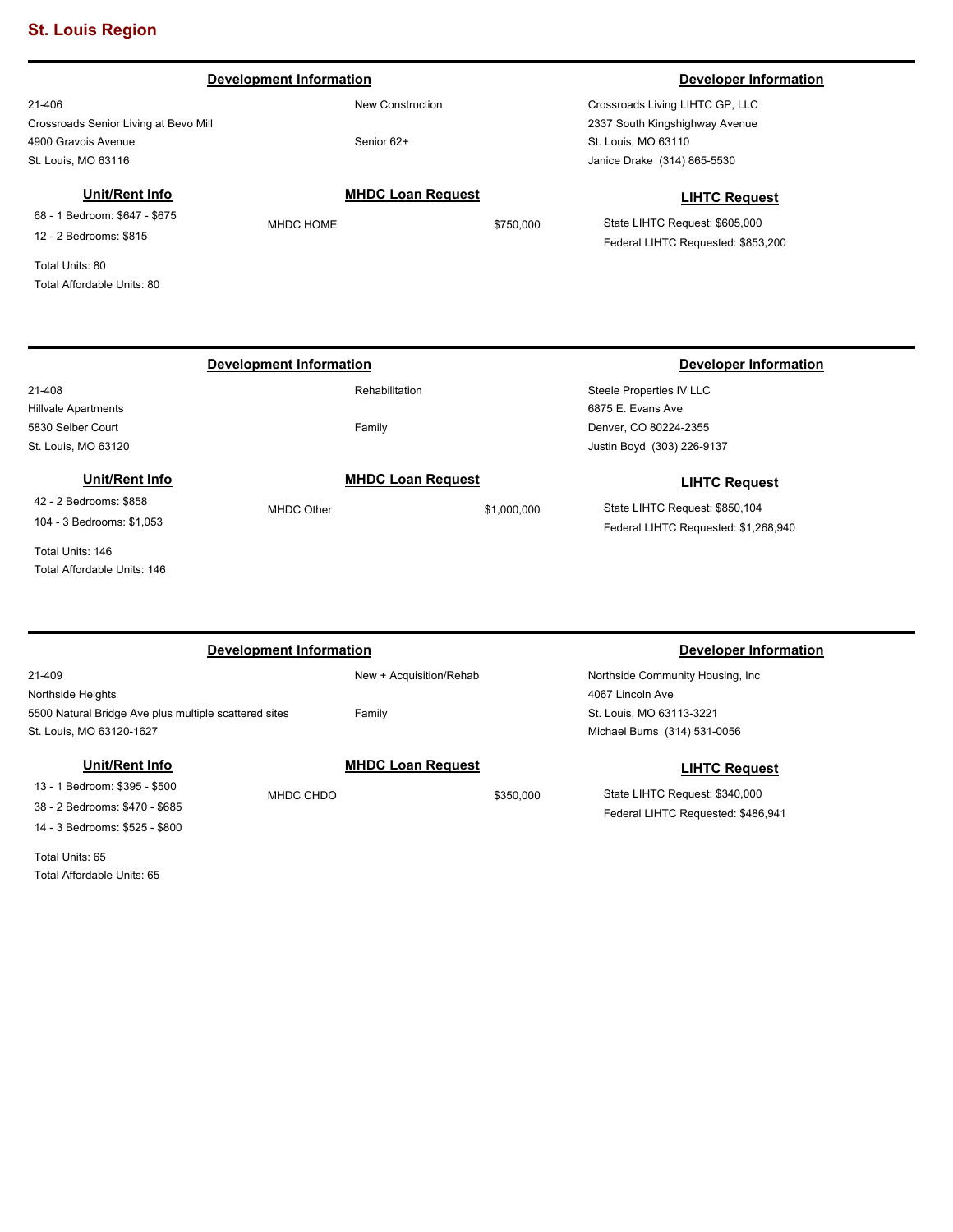## St. Louis Region

---

### Development Information

21-406
Crossroads Senior Living at Bevo Mill
4900 Gravois Avenue
St. Louis, MO 63116

New Construction

Senior 62+

### Developer Information

Crossroads Living LIHTC GP, LLC
2337 South Kingshighway Avenue
St. Louis, MO 63110
Janice Drake (314) 865-5530

### Unit/Rent Info

68 - 1 Bedroom: $647 - $675
12 - 2 Bedrooms: $815

Total Units: 80
Total Affordable Units: 80

### MHDC Loan Request

MHDC HOME $750,000

### LIHTC Request

State LIHTC Request: $605,000
Federal LIHTC Requested: $853,200

---

### Development Information

21-408
Hillvale Apartments
5830 Selber Court
St. Louis, MO 63120

Rehabilitation

Family

### Developer Information

Steele Properties IV LLC
6875 E. Evans Ave
Denver, CO 80224-2355
Justin Boyd (303) 226-9137

### Unit/Rent Info

42 - 2 Bedrooms: $858
104 - 3 Bedrooms: $1,053

Total Units: 146
Total Affordable Units: 146

### MHDC Loan Request

MHDC Other $1,000,000

### LIHTC Request

State LIHTC Request: $850,104
Federal LIHTC Requested: $1,268,940

---

### Development Information

21-409
Northside Heights
5500 Natural Bridge Ave plus multiple scattered sites
St. Louis, MO 63120-1627

New + Acquisition/Rehab

Family

### Developer Information

Northside Community Housing, Inc
4067 Lincoln Ave
St. Louis, MO 63113-3221
Michael Burns (314) 531-0056

### Unit/Rent Info

13 - 1 Bedroom: $395 - $500
38 - 2 Bedrooms: $470 - $685
14 - 3 Bedrooms: $525 - $800

Total Units: 65
Total Affordable Units: 65

### MHDC Loan Request

MHDC CHDO $350,000

### LIHTC Request

State LIHTC Request: $340,000
Federal LIHTC Requested: $486,941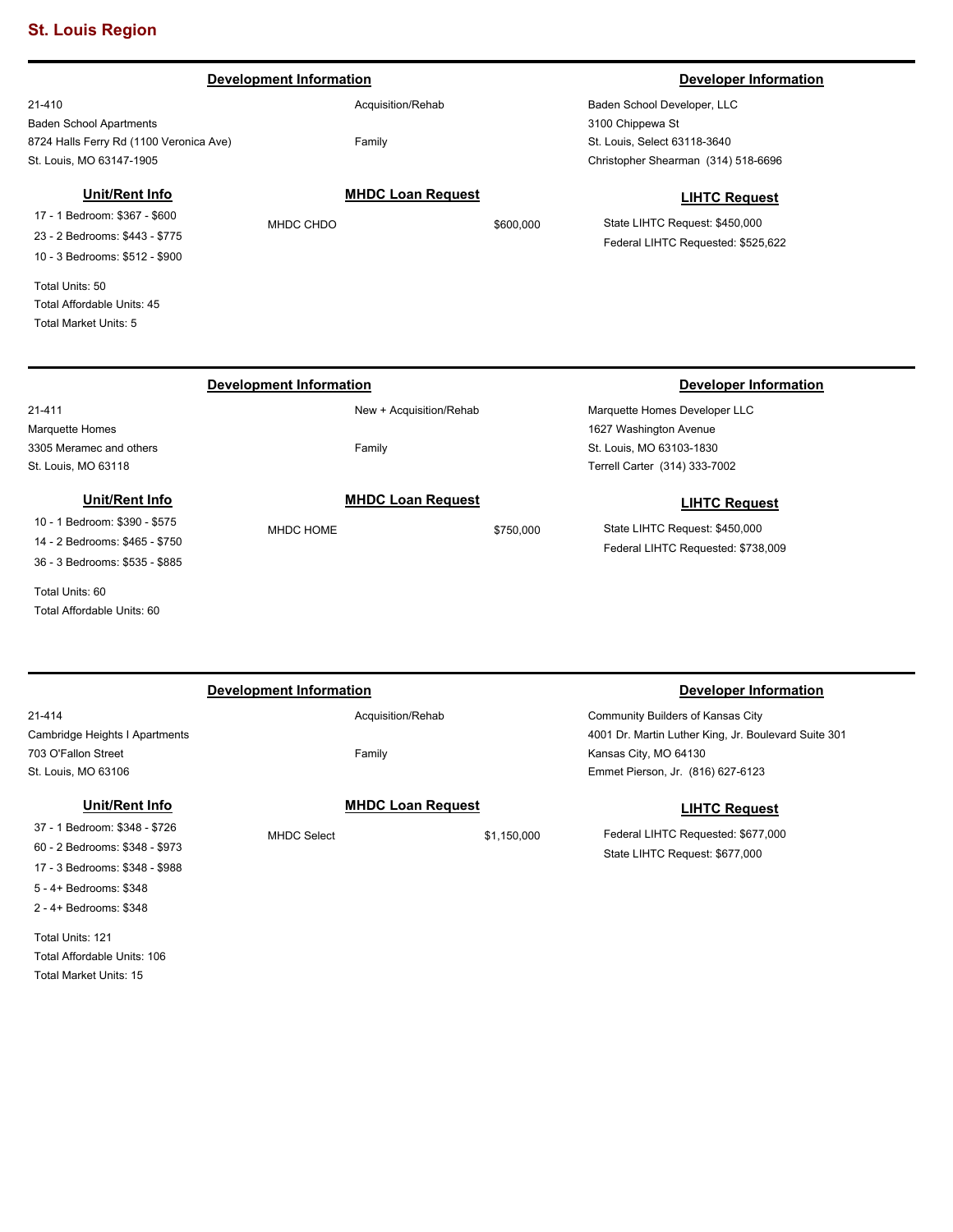## St. Louis Region

---

### Development Information

21-410
Baden School Apartments
8724 Halls Ferry Rd (1100 Veronica Ave)
St. Louis, MO 63147-1905

Acquisition/Rehab

Family

### Developer Information

Baden School Developer, LLC
3100 Chippewa St
St. Louis, Select 63118-3640
Christopher Shearman (314) 518-6696

### Unit/Rent Info

17 - 1 Bedroom: $367 - $600
23 - 2 Bedrooms: $443 - $775
10 - 3 Bedrooms: $512 - $900

Total Units: 50
Total Affordable Units: 45
Total Market Units: 5

### MHDC Loan Request

MHDC CHDO $600,000

### LIHTC Request

State LIHTC Request: $450,000
Federal LIHTC Requested: $525,622

---

### Development Information

21-411
Marquette Homes
3305 Meramec and others
St. Louis, MO 63118

New + Acquisition/Rehab

Family

### Developer Information

Marquette Homes Developer LLC
1627 Washington Avenue
St. Louis, MO 63103-1830
Terrell Carter (314) 333-7002

### Unit/Rent Info

10 - 1 Bedroom: $390 - $575
14 - 2 Bedrooms: $465 - $750
36 - 3 Bedrooms: $535 - $885

Total Units: 60
Total Affordable Units: 60

### MHDC Loan Request

MHDC HOME $750,000

### LIHTC Request

State LIHTC Request: $450,000
Federal LIHTC Requested: $738,009

---

### Development Information

21-414
Cambridge Heights I Apartments
703 O'Fallon Street
St. Louis, MO 63106

Acquisition/Rehab

Family

### Developer Information

Community Builders of Kansas City
4001 Dr. Martin Luther King, Jr. Boulevard Suite 301
Kansas City, MO 64130
Emmet Pierson, Jr. (816) 627-6123

### Unit/Rent Info

37 - 1 Bedroom: $348 - $726
60 - 2 Bedrooms: $348 - $973
17 - 3 Bedrooms: $348 - $988
5 - 4+ Bedrooms: $348
2 - 4+ Bedrooms: $348

Total Units: 121
Total Affordable Units: 106
Total Market Units: 15

### MHDC Loan Request

MHDC Select $1,150,000

### LIHTC Request

Federal LIHTC Requested: $677,000
State LIHTC Request: $677,000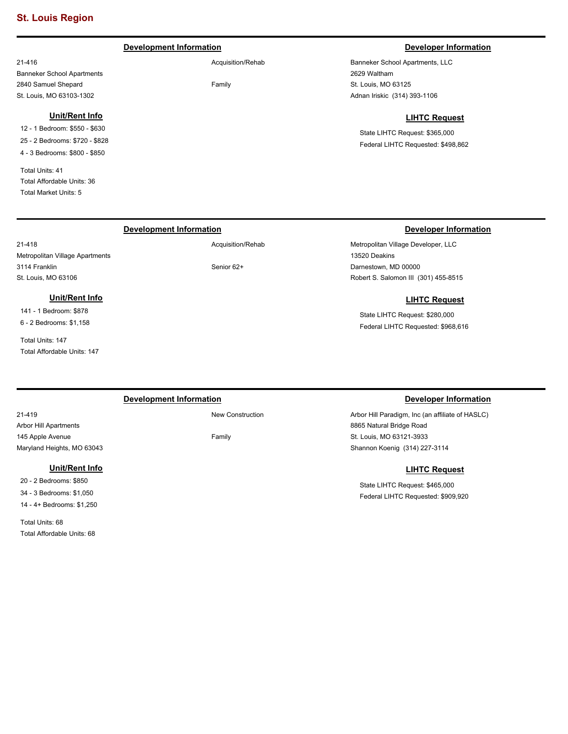## St. Louis Region

---

**Development Information**

21-416
Banneker School Apartments
2840 Samuel Shepard
St. Louis, MO 63103-1302

Acquisition/Rehab

Family

**Unit/Rent Info**

12 - 1 Bedroom: $550 - $630
25 - 2 Bedrooms: $720 - $828
4 - 3 Bedrooms: $800 - $850

Total Units: 41
Total Affordable Units: 36
Total Market Units: 5

**Developer Information**

Banneker School Apartments, LLC
2629 Waltham
St. Louis, MO 63125
Adnan Iriskic (314) 393-1106

**LIHTC Request**

State LIHTC Request: $365,000
Federal LIHTC Requested: $498,862

---

**Development Information**

21-418
Metropolitan Village Apartments
3114 Franklin
St. Louis, MO 63106

Acquisition/Rehab

Senior 62+

**Unit/Rent Info**

141 - 1 Bedroom: $878
6 - 2 Bedrooms: $1,158

Total Units: 147
Total Affordable Units: 147

**Developer Information**

Metropolitan Village Developer, LLC
13520 Deakins
Darnestown, MD 00000
Robert S. Salomon III (301) 455-8515

**LIHTC Request**

State LIHTC Request: $280,000
Federal LIHTC Requested: $968,616

---

**Development Information**

21-419
Arbor Hill Apartments
145 Apple Avenue
Maryland Heights, MO 63043

New Construction

Family

**Unit/Rent Info**

20 - 2 Bedrooms: $850
34 - 3 Bedrooms: $1,050
14 - 4+ Bedrooms: $1,250

Total Units: 68
Total Affordable Units: 68

**Developer Information**

Arbor Hill Paradigm, Inc (an affiliate of HASLC)
8865 Natural Bridge Road
St. Louis, MO 63121-3933
Shannon Koenig (314) 227-3114

**LIHTC Request**

State LIHTC Request: $465,000
Federal LIHTC Requested: $909,920